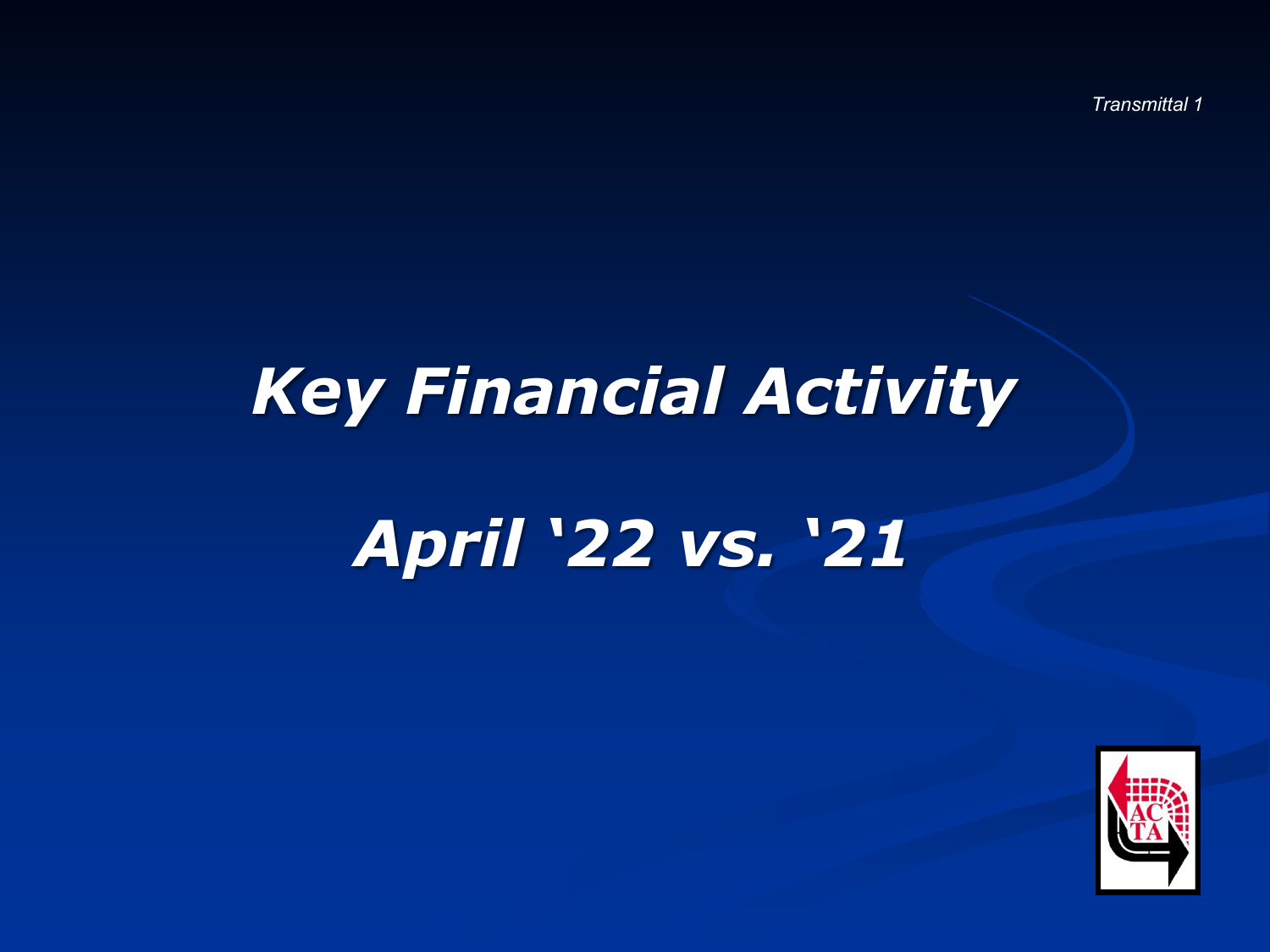*Transmittal 1*

# *Key Financial Activity*

# *April '22 vs. '21*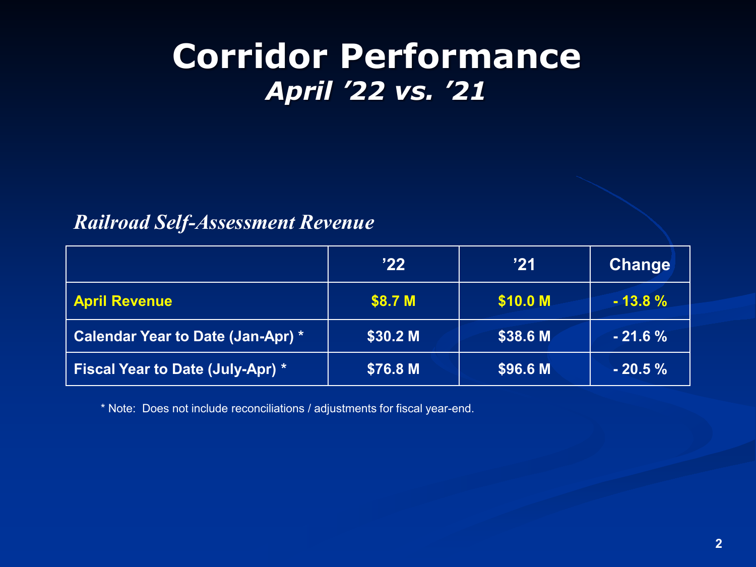# Corridor Performance

## *April '22 vs. '21*

### *Railroad Self-Assessment Revenue*

| | '22 | '21 | Change |
|---|---|---|---|
| **April Revenue** | **$8.7 M** | **$10.0 M** | **- 13.8 %** |
| **Calendar Year to Date (Jan-Apr) *** | **$30.2 M** | **$38.6 M** | **- 21.6 %** |
| **Fiscal Year to Date (July-Apr) *** | **$76.8 M** | **$96.6 M** | **- 20.5 %** |

* Note: Does not include reconciliations / adjustments for fiscal year-end.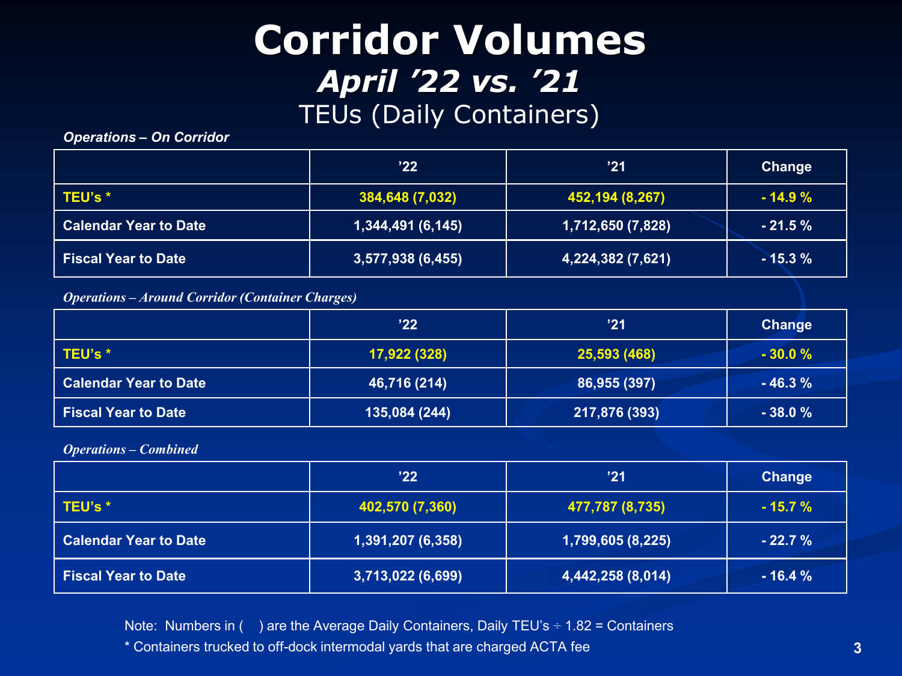# Corridor Volumes

## *April ’22 vs. ’21*

### TEUs (Daily Containers)

***Operations – On Corridor***

| | ’22 | ’21 | Change |
|---|---|---|---|
| **TEU’s *** | **384,648 (7,032)** | **452,194 (8,267)** | **- 14.9 %** |
| **Calendar Year to Date** | **1,344,491 (6,145)** | **1,712,650 (7,828)** | **- 21.5 %** |
| **Fiscal Year to Date** | **3,577,938 (6,455)** | **4,224,382 (7,621)** | **- 15.3 %** |

***Operations – Around Corridor (Container Charges)***

| | ’22 | ’21 | Change |
|---|---|---|---|
| **TEU’s *** | **17,922 (328)** | **25,593 (468)** | **- 30.0 %** |
| **Calendar Year to Date** | **46,716 (214)** | **86,955 (397)** | **- 46.3 %** |
| **Fiscal Year to Date** | **135,084 (244)** | **217,876 (393)** | **- 38.0 %** |

***Operations – Combined***

| | ’22 | ’21 | Change |
|---|---|---|---|
| **TEU’s *** | **402,570 (7,360)** | **477,787 (8,735)** | **- 15.7 %** |
| **Calendar Year to Date** | **1,391,207 (6,358)** | **1,799,605 (8,225)** | **- 22.7 %** |
| **Fiscal Year to Date** | **3,713,022 (6,699)** | **4,442,258 (8,014)** | **- 16.4 %** |

Note: Numbers in ( ) are the Average Daily Containers, Daily TEU’s ÷ 1.82 = Containers

* Containers trucked to off-dock intermodal yards that are charged ACTA fee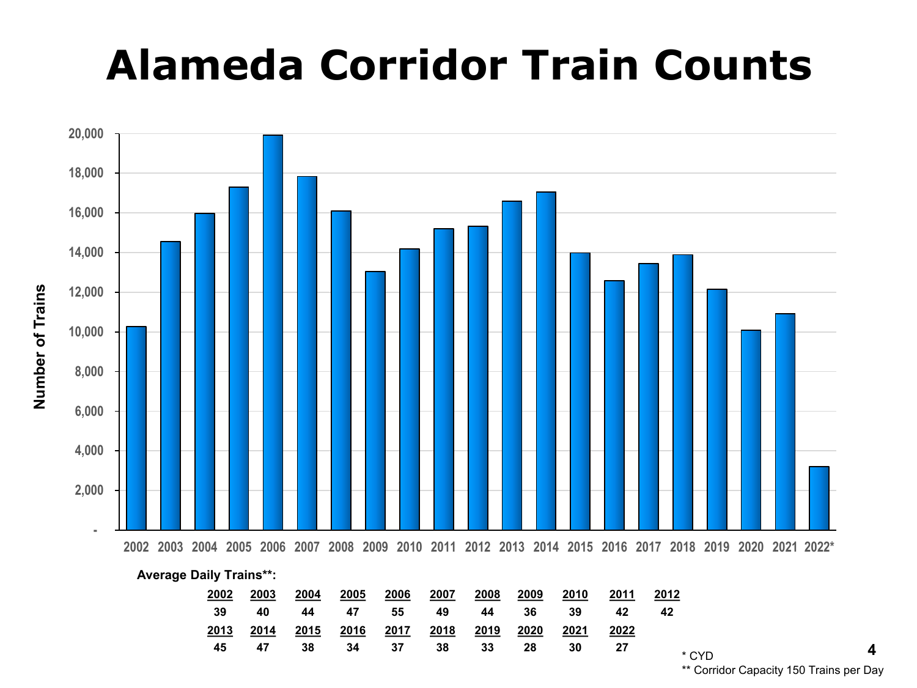# Alameda Corridor Train Counts

Average Daily Trains**:

| 2002 | 2003 | 2004 | 2005 | 2006 | 2007 | 2008 | 2009 | 2010 | 2011 | 2012 |
|---|---|---|---|---|---|---|---|---|---|---|
| 39 | 40 | 44 | 47 | 55 | 49 | 44 | 36 | 39 | 42 | 42 |

| 2013 | 2014 | 2015 | 2016 | 2017 | 2018 | 2019 | 2020 | 2021 | 2022 |
|---|---|---|---|---|---|---|---|---|---|
| 45 | 47 | 38 | 34 | 37 | 38 | 33 | 28 | 30 | 27 |

* CYD

** Corridor Capacity 150 Trains per Day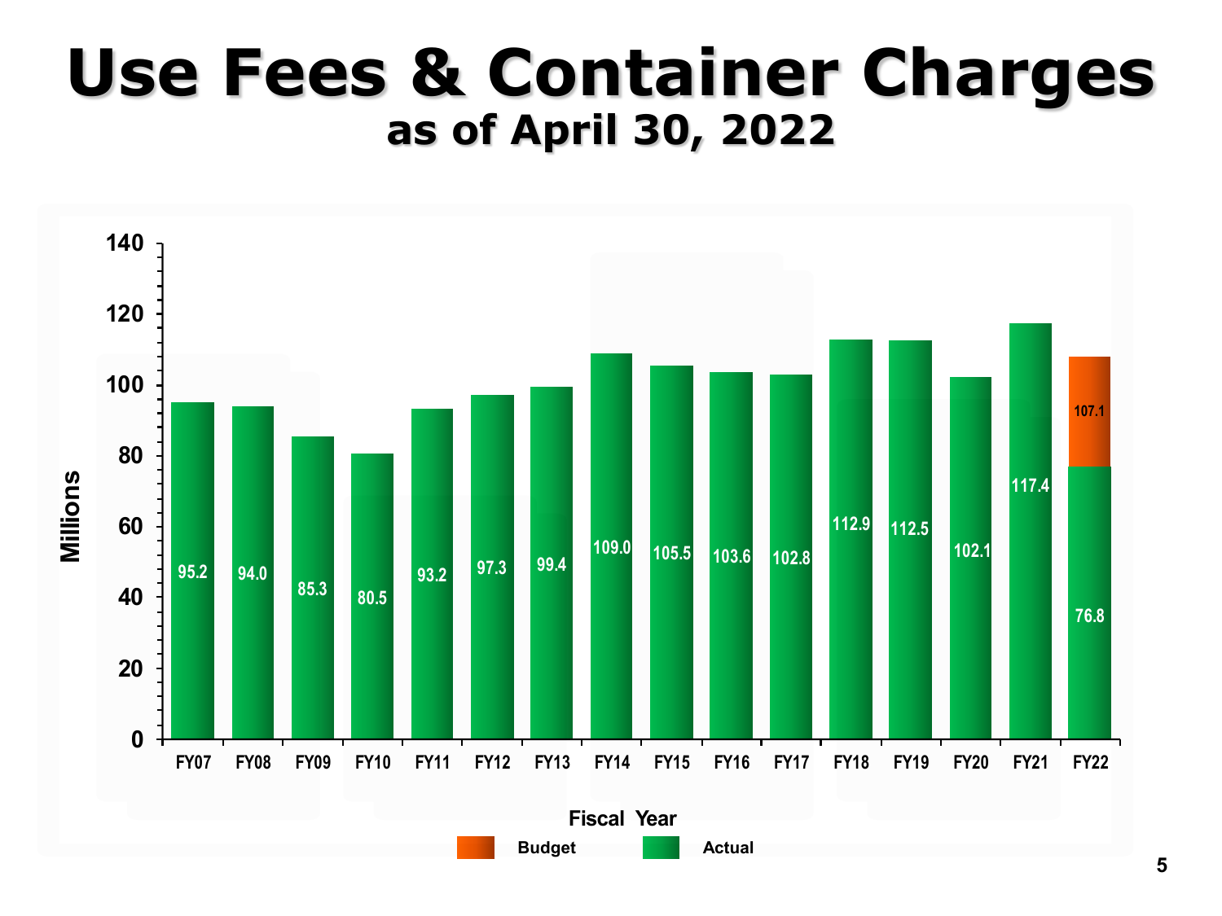# Use Fees & Container Charges

## as of April 30, 2022

Millions

140
120
100
80
60
40
20
0

95.2
94.0
85.3
80.5
93.2
97.3
99.4
109.0
105.5
103.6
102.8
112.9
112.5
102.1
117.4
107.1
76.8

FY07 FY08 FY09 FY10 FY11 FY12 FY13 FY14 FY15 FY16 FY17 FY18 FY19 FY20 FY21 FY22

Fiscal Year

Budget
Actual